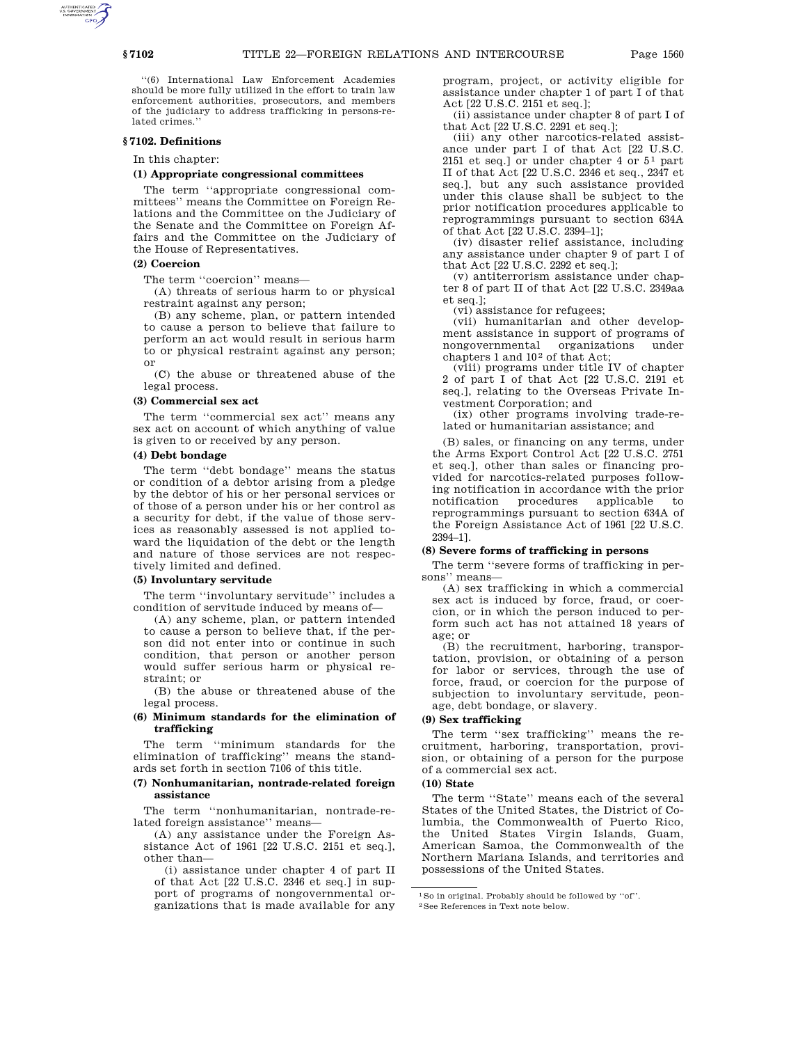"(6) International Law Enforcement Academies should be more fully utilized in the effort to train law enforcement authorities, prosecutors, and members of the judiciary to address trafficking in persons-related crimes."

## § 7102. Definitions

In this chapter:

### (1) Appropriate congressional committees

The term "appropriate congressional committees" means the Committee on Foreign Relations and the Committee on the Judiciary of the Senate and the Committee on Foreign Affairs and the Committee on the Judiciary of the House of Representatives.

### (2) Coercion

The term "coercion" means—

(A) threats of serious harm to or physical restraint against any person;

(B) any scheme, plan, or pattern intended to cause a person to believe that failure to perform an act would result in serious harm to or physical restraint against any person; or

(C) the abuse or threatened abuse of the legal process.

### (3) Commercial sex act

The term "commercial sex act" means any sex act on account of which anything of value is given to or received by any person.

### (4) Debt bondage

The term "debt bondage" means the status or condition of a debtor arising from a pledge by the debtor of his or her personal services or of those of a person under his or her control as a security for debt, if the value of those services as reasonably assessed is not applied toward the liquidation of the debt or the length and nature of those services are not respectively limited and defined.

### (5) Involuntary servitude

The term "involuntary servitude" includes a condition of servitude induced by means of—

(A) any scheme, plan, or pattern intended to cause a person to believe that, if the person did not enter into or continue in such condition, that person or another person would suffer serious harm or physical restraint; or

(B) the abuse or threatened abuse of the legal process.

### (6) Minimum standards for the elimination of trafficking

The term "minimum standards for the elimination of trafficking" means the standards set forth in section 7106 of this title.

### (7) Nonhumanitarian, nontrade-related foreign assistance

The term "nonhumanitarian, nontrade-related foreign assistance" means—

(A) any assistance under the Foreign Assistance Act of 1961 [22 U.S.C. 2151 et seq.], other than—

(i) assistance under chapter 4 of part II of that Act [22 U.S.C. 2346 et seq.] in support of programs of nongovernmental organizations that is made available for any program, project, or activity eligible for assistance under chapter 1 of part I of that Act [22 U.S.C. 2151 et seq.];

(ii) assistance under chapter 8 of part I of that Act [22 U.S.C. 2291 et seq.];

(iii) any other narcotics-related assistance under part I of that Act [22 U.S.C. 2151 et seq.] or under chapter 4 or 5[1] part II of that Act [22 U.S.C. 2346 et seq., 2347 et seq.], but any such assistance provided under this clause shall be subject to the prior notification procedures applicable to reprogrammings pursuant to section 634A of that Act [22 U.S.C. 2394–1];

(iv) disaster relief assistance, including any assistance under chapter 9 of part I of that Act [22 U.S.C. 2292 et seq.];

(v) antiterrorism assistance under chapter 8 of part II of that Act [22 U.S.C. 2349aa et seq.];

(vi) assistance for refugees;

(vii) humanitarian and other development assistance in support of programs of nongovernmental organizations under chapters 1 and 10[2] of that Act;

(viii) programs under title IV of chapter 2 of part I of that Act [22 U.S.C. 2191 et seq.], relating to the Overseas Private Investment Corporation; and

(ix) other programs involving trade-related or humanitarian assistance; and

(B) sales, or financing on any terms, under the Arms Export Control Act [22 U.S.C. 2751 et seq.], other than sales or financing provided for narcotics-related purposes following notification in accordance with the prior notification procedures applicable to reprogrammings pursuant to section 634A of the Foreign Assistance Act of 1961 [22 U.S.C. 2394–1].

### (8) Severe forms of trafficking in persons

The term "severe forms of trafficking in persons" means—

(A) sex trafficking in which a commercial sex act is induced by force, fraud, or coercion, or in which the person induced to perform such act has not attained 18 years of age; or

(B) the recruitment, harboring, transportation, provision, or obtaining of a person for labor or services, through the use of force, fraud, or coercion for the purpose of subjection to involuntary servitude, peonage, debt bondage, or slavery.

### (9) Sex trafficking

The term "sex trafficking" means the recruitment, harboring, transportation, provision, or obtaining of a person for the purpose of a commercial sex act.

### (10) State

The term "State" means each of the several States of the United States, the District of Columbia, the Commonwealth of Puerto Rico, the United States Virgin Islands, Guam, American Samoa, the Commonwealth of the Northern Mariana Islands, and territories and possessions of the United States.

[1] So in original. Probably should be followed by "of".

[2] See References in Text note below.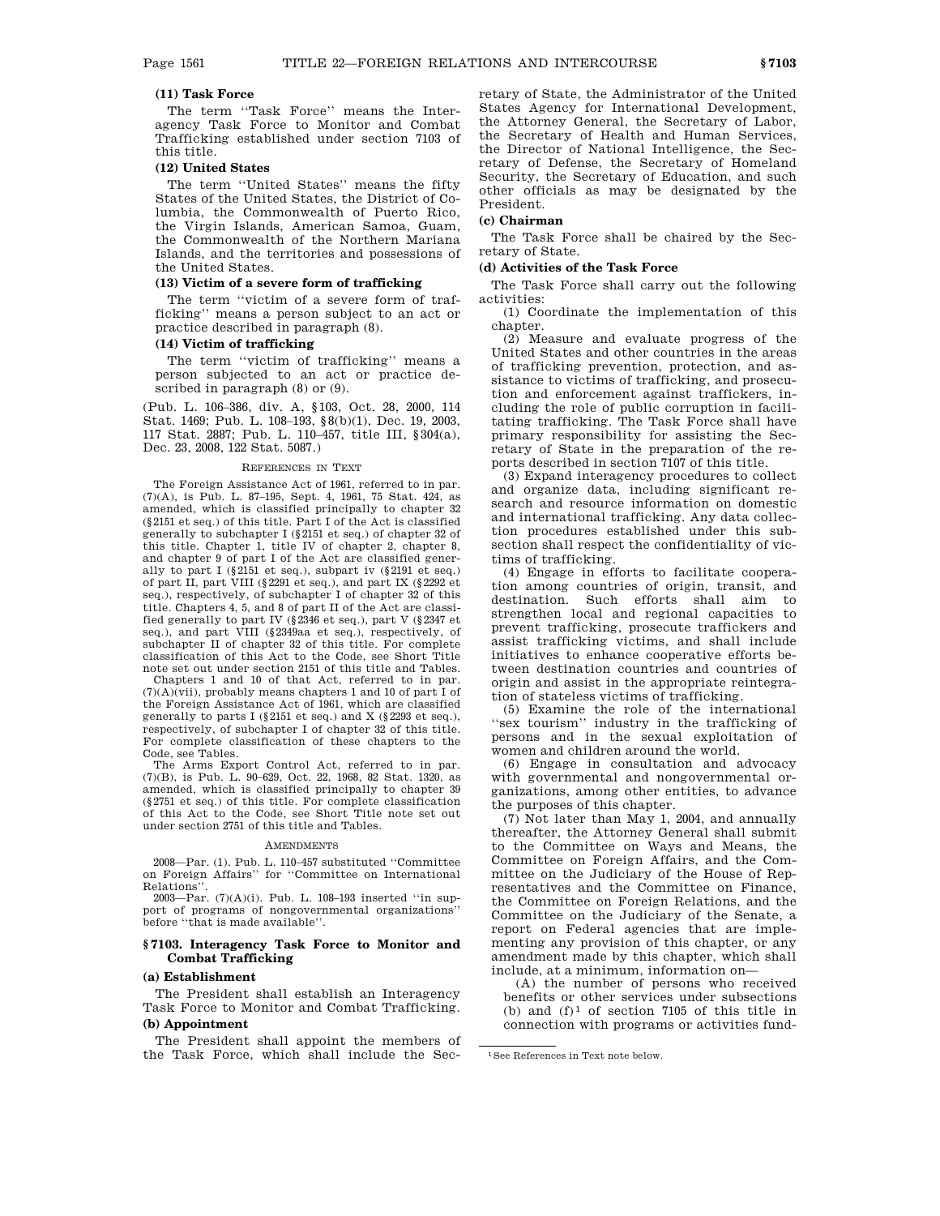**(11) Task Force**

The term "Task Force" means the Interagency Task Force to Monitor and Combat Trafficking established under section 7103 of this title.

**(12) United States**

The term "United States" means the fifty States of the United States, the District of Columbia, the Commonwealth of Puerto Rico, the Virgin Islands, American Samoa, Guam, the Commonwealth of the Northern Mariana Islands, and the territories and possessions of the United States.

**(13) Victim of a severe form of trafficking**

The term "victim of a severe form of trafficking" means a person subject to an act or practice described in paragraph (8).

**(14) Victim of trafficking**

The term "victim of trafficking" means a person subjected to an act or practice described in paragraph (8) or (9).

(Pub. L. 106–386, div. A, §103, Oct. 28, 2000, 114 Stat. 1469; Pub. L. 108–193, §8(b)(1), Dec. 19, 2003, 117 Stat. 2887; Pub. L. 110–457, title III, §304(a), Dec. 23, 2008, 122 Stat. 5087.)

REFERENCES IN TEXT

The Foreign Assistance Act of 1961, referred to in par. (7)(A), is Pub. L. 87–195, Sept. 4, 1961, 75 Stat. 424, as amended, which is classified principally to chapter 32 (§2151 et seq.) of this title. Part I of the Act is classified generally to subchapter I (§2151 et seq.) of chapter 32 of this title. Chapter 1, title IV of chapter 2, chapter 8, and chapter 9 of part I of the Act are classified generally to part I (§2151 et seq.), subpart iv (§2191 et seq.) of part II, part VIII (§2291 et seq.), and part IX (§2292 et seq.), respectively, of subchapter I of chapter 32 of this title. Chapters 4, 5, and 8 of part II of the Act are classified generally to part IV (§2346 et seq.), part V (§2347 et seq.), and part VIII (§2349aa et seq.), respectively, of subchapter II of chapter 32 of this title. For complete classification of this Act to the Code, see Short Title note set out under section 2151 of this title and Tables.

Chapters 1 and 10 of that Act, referred to in par. (7)(A)(vii), probably means chapters 1 and 10 of part I of the Foreign Assistance Act of 1961, which are classified generally to parts I (§2151 et seq.) and X (§2293 et seq.), respectively, of subchapter I of chapter 32 of this title. For complete classification of these chapters to the Code, see Tables.

The Arms Export Control Act, referred to in par. (7)(B), is Pub. L. 90–629, Oct. 22, 1968, 82 Stat. 1320, as amended, which is classified principally to chapter 39 (§2751 et seq.) of this title. For complete classification of this Act to the Code, see Short Title note set out under section 2751 of this title and Tables.

AMENDMENTS

2008—Par. (1). Pub. L. 110–457 substituted "Committee on Foreign Affairs" for "Committee on International Relations".

2003—Par. (7)(A)(i). Pub. L. 108–193 inserted "in support of programs of nongovernmental organizations" before "that is made available".

## §7103. Interagency Task Force to Monitor and Combat Trafficking

**(a) Establishment**

The President shall establish an Interagency Task Force to Monitor and Combat Trafficking.

**(b) Appointment**

The President shall appoint the members of the Task Force, which shall include the Secretary of State, the Administrator of the United States Agency for International Development, the Attorney General, the Secretary of Labor, the Secretary of Health and Human Services, the Director of National Intelligence, the Secretary of Defense, the Secretary of Homeland Security, the Secretary of Education, and such other officials as may be designated by the President.

**(c) Chairman**

The Task Force shall be chaired by the Secretary of State.

**(d) Activities of the Task Force**

The Task Force shall carry out the following activities:

(1) Coordinate the implementation of this chapter.

(2) Measure and evaluate progress of the United States and other countries in the areas of trafficking prevention, protection, and assistance to victims of trafficking, and prosecution and enforcement against traffickers, including the role of public corruption in facilitating trafficking. The Task Force shall have primary responsibility for assisting the Secretary of State in the preparation of the reports described in section 7107 of this title.

(3) Expand interagency procedures to collect and organize data, including significant research and resource information on domestic and international trafficking. Any data collection procedures established under this subsection shall respect the confidentiality of victims of trafficking.

(4) Engage in efforts to facilitate cooperation among countries of origin, transit, and destination. Such efforts shall aim to strengthen local and regional capacities to prevent trafficking, prosecute traffickers and assist trafficking victims, and shall include initiatives to enhance cooperative efforts between destination countries and countries of origin and assist in the appropriate reintegration of stateless victims of trafficking.

(5) Examine the role of the international "sex tourism" industry in the trafficking of persons and in the sexual exploitation of women and children around the world.

(6) Engage in consultation and advocacy with governmental and nongovernmental organizations, among other entities, to advance the purposes of this chapter.

(7) Not later than May 1, 2004, and annually thereafter, the Attorney General shall submit to the Committee on Ways and Means, the Committee on Foreign Affairs, and the Committee on the Judiciary of the House of Representatives and the Committee on Finance, the Committee on Foreign Relations, and the Committee on the Judiciary of the Senate, a report on Federal agencies that are implementing any provision of this chapter, or any amendment made by this chapter, which shall include, at a minimum, information on—

(A) the number of persons who received benefits or other services under subsections (b) and (f)[1] of section 7105 of this title in connection with programs or activities fund-

[1] See References in Text note below.